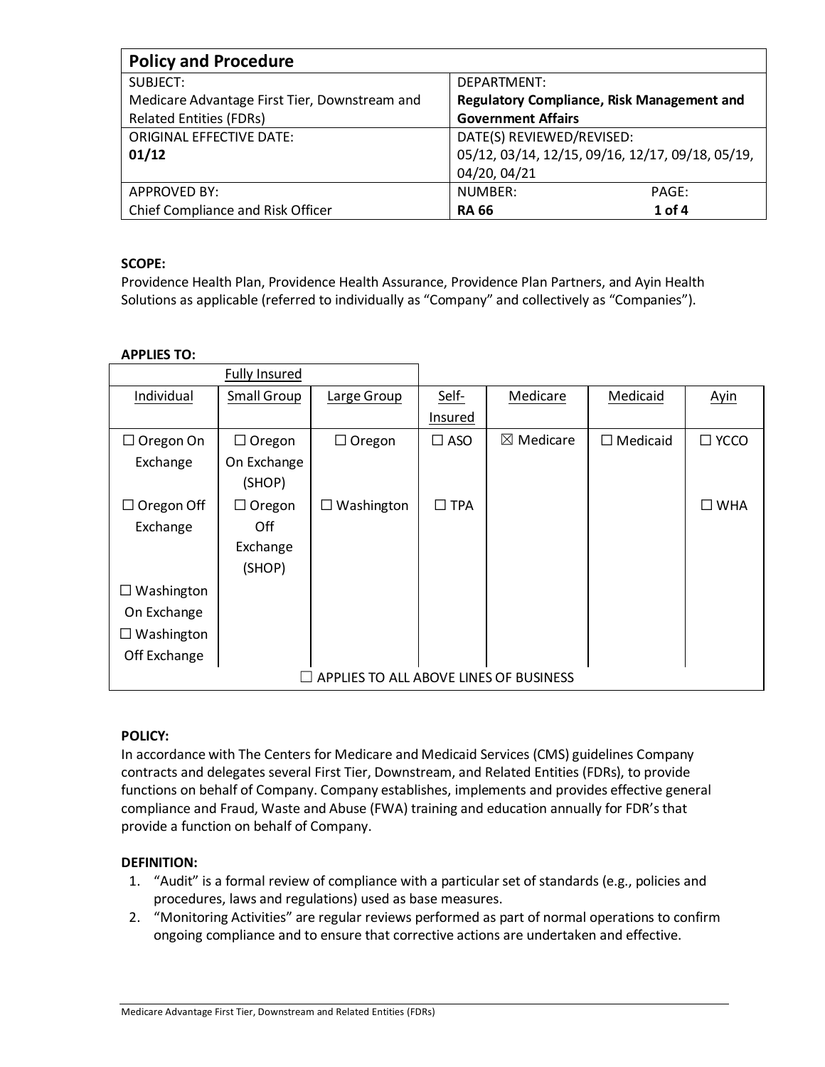| Policy and Procedure | | |
|---|---|---|
| SUBJECT:<br>Medicare Advantage First Tier, Downstream and Related Entities (FDRs) | DEPARTMENT:<br>**Regulatory Compliance, Risk Management and Government Affairs** | |
| ORIGINAL EFFECTIVE DATE:<br>**01/12** | DATE(S) REVIEWED/REVISED:<br>05/12, 03/14, 12/15, 09/16, 12/17, 09/18, 05/19, 04/20, 04/21 | |
| APPROVED BY:<br>Chief Compliance and Risk Officer | NUMBER:<br>**RA 66** | PAGE:<br>**1 of 4** |

**SCOPE:**
Providence Health Plan, Providence Health Assurance, Providence Plan Partners, and Ayin Health Solutions as applicable (referred to individually as "Company" and collectively as "Companies").

**APPLIES TO:**

| Fully Insured | | | | | | |
|---|---|---|---|---|---|---|
| Individual | Small Group | Large Group | Self-Insured | Medicare | Medicaid | Ayin |
| ☐ Oregon On Exchange | ☐ Oregon On Exchange (SHOP) | ☐ Oregon | ☐ ASO | ☒ Medicare | ☐ Medicaid | ☐ YCCO |
| ☐ Oregon Off Exchange | ☐ Oregon Off Exchange (SHOP) | ☐ Washington | ☐ TPA | | | ☐ WHA |
| ☐ Washington On Exchange | | | | | | |
| ☐ Washington Off Exchange | | | | | | |
| ☐ APPLIES TO ALL ABOVE LINES OF BUSINESS | | | | | | |

**POLICY:**
In accordance with The Centers for Medicare and Medicaid Services (CMS) guidelines Company contracts and delegates several First Tier, Downstream, and Related Entities (FDRs), to provide functions on behalf of Company. Company establishes, implements and provides effective general compliance and Fraud, Waste and Abuse (FWA) training and education annually for FDR's that provide a function on behalf of Company.

**DEFINITION:**

1. "Audit" is a formal review of compliance with a particular set of standards (e.g., policies and procedures, laws and regulations) used as base measures.
2. "Monitoring Activities" are regular reviews performed as part of normal operations to confirm ongoing compliance and to ensure that corrective actions are undertaken and effective.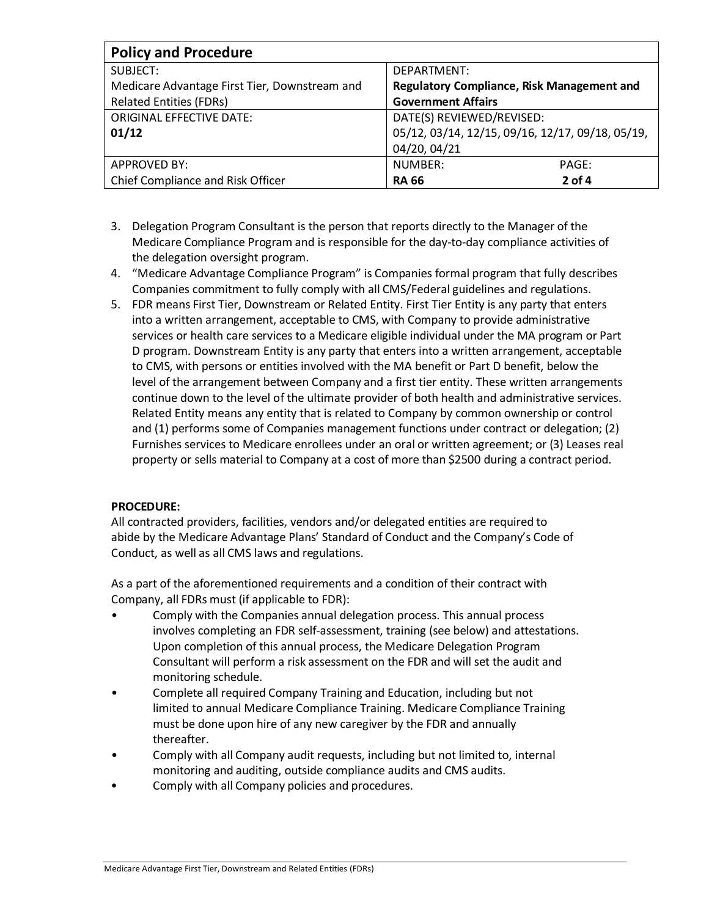| Policy and Procedure | |
|---|---|
| SUBJECT:<br>Medicare Advantage First Tier, Downstream and Related Entities (FDRs) | DEPARTMENT:<br>**Regulatory Compliance, Risk Management and Government Affairs** |
| ORIGINAL EFFECTIVE DATE:<br>**01/12** | DATE(S) REVIEWED/REVISED:<br>05/12, 03/14, 12/15, 09/16, 12/17, 09/18, 05/19, 04/20, 04/21 |
| APPROVED BY:<br>Chief Compliance and Risk Officer | NUMBER: **RA 66** PAGE: **2 of 4** |

3. Delegation Program Consultant is the person that reports directly to the Manager of the Medicare Compliance Program and is responsible for the day-to-day compliance activities of the delegation oversight program.
4. "Medicare Advantage Compliance Program" is Companies formal program that fully describes Companies commitment to fully comply with all CMS/Federal guidelines and regulations.
5. FDR means First Tier, Downstream or Related Entity. First Tier Entity is any party that enters into a written arrangement, acceptable to CMS, with Company to provide administrative services or health care services to a Medicare eligible individual under the MA program or Part D program. Downstream Entity is any party that enters into a written arrangement, acceptable to CMS, with persons or entities involved with the MA benefit or Part D benefit, below the level of the arrangement between Company and a first tier entity. These written arrangements continue down to the level of the ultimate provider of both health and administrative services. Related Entity means any entity that is related to Company by common ownership or control and (1) performs some of Companies management functions under contract or delegation; (2) Furnishes services to Medicare enrollees under an oral or written agreement; or (3) Leases real property or sells material to Company at a cost of more than $2500 during a contract period.

**PROCEDURE:**

All contracted providers, facilities, vendors and/or delegated entities are required to abide by the Medicare Advantage Plans' Standard of Conduct and the Company's Code of Conduct, as well as all CMS laws and regulations.

As a part of the aforementioned requirements and a condition of their contract with Company, all FDRs must (if applicable to FDR):

- Comply with the Companies annual delegation process. This annual process involves completing an FDR self-assessment, training (see below) and attestations. Upon completion of this annual process, the Medicare Delegation Program Consultant will perform a risk assessment on the FDR and will set the audit and monitoring schedule.
- Complete all required Company Training and Education, including but not limited to annual Medicare Compliance Training. Medicare Compliance Training must be done upon hire of any new caregiver by the FDR and annually thereafter.
- Comply with all Company audit requests, including but not limited to, internal monitoring and auditing, outside compliance audits and CMS audits.
- Comply with all Company policies and procedures.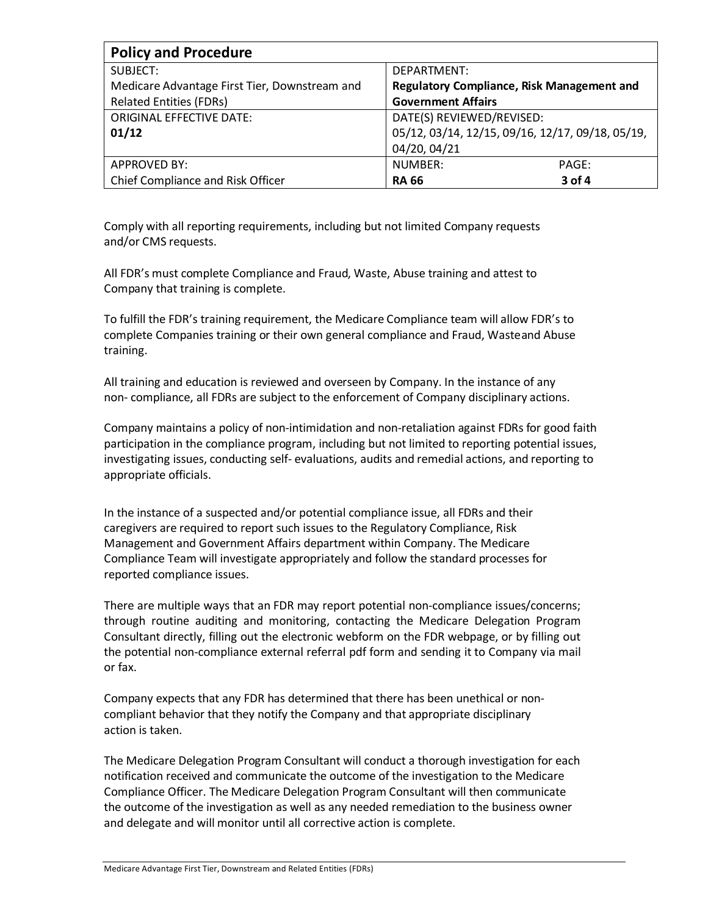Comply with all reporting requirements, including but not limited Company requests and/or CMS requests.

All FDR's must complete Compliance and Fraud, Waste, Abuse training and attest to Company that training is complete.

To fulfill the FDR's training requirement, the Medicare Compliance team will allow FDR's to complete Companies training or their own general compliance and Fraud, Wasteand Abuse training.

All training and education is reviewed and overseen by Company. In the instance of any non- compliance, all FDRs are subject to the enforcement of Company disciplinary actions.

Company maintains a policy of non-intimidation and non-retaliation against FDRs for good faith participation in the compliance program, including but not limited to reporting potential issues, investigating issues, conducting self- evaluations, audits and remedial actions, and reporting to appropriate officials.

In the instance of a suspected and/or potential compliance issue, all FDRs and their caregivers are required to report such issues to the Regulatory Compliance, Risk Management and Government Affairs department within Company. The Medicare Compliance Team will investigate appropriately and follow the standard processes for reported compliance issues.

There are multiple ways that an FDR may report potential non-compliance issues/concerns; through routine auditing and monitoring, contacting the Medicare Delegation Program Consultant directly, filling out the electronic webform on the FDR webpage, or by filling out the potential non-compliance external referral pdf form and sending it to Company via mail or fax.

Company expects that any FDR has determined that there has been unethical or non-compliant behavior that they notify the Company and that appropriate disciplinary action is taken.

The Medicare Delegation Program Consultant will conduct a thorough investigation for each notification received and communicate the outcome of the investigation to the Medicare Compliance Officer. The Medicare Delegation Program Consultant will then communicate the outcome of the investigation as well as any needed remediation to the business owner and delegate and will monitor until all corrective action is complete.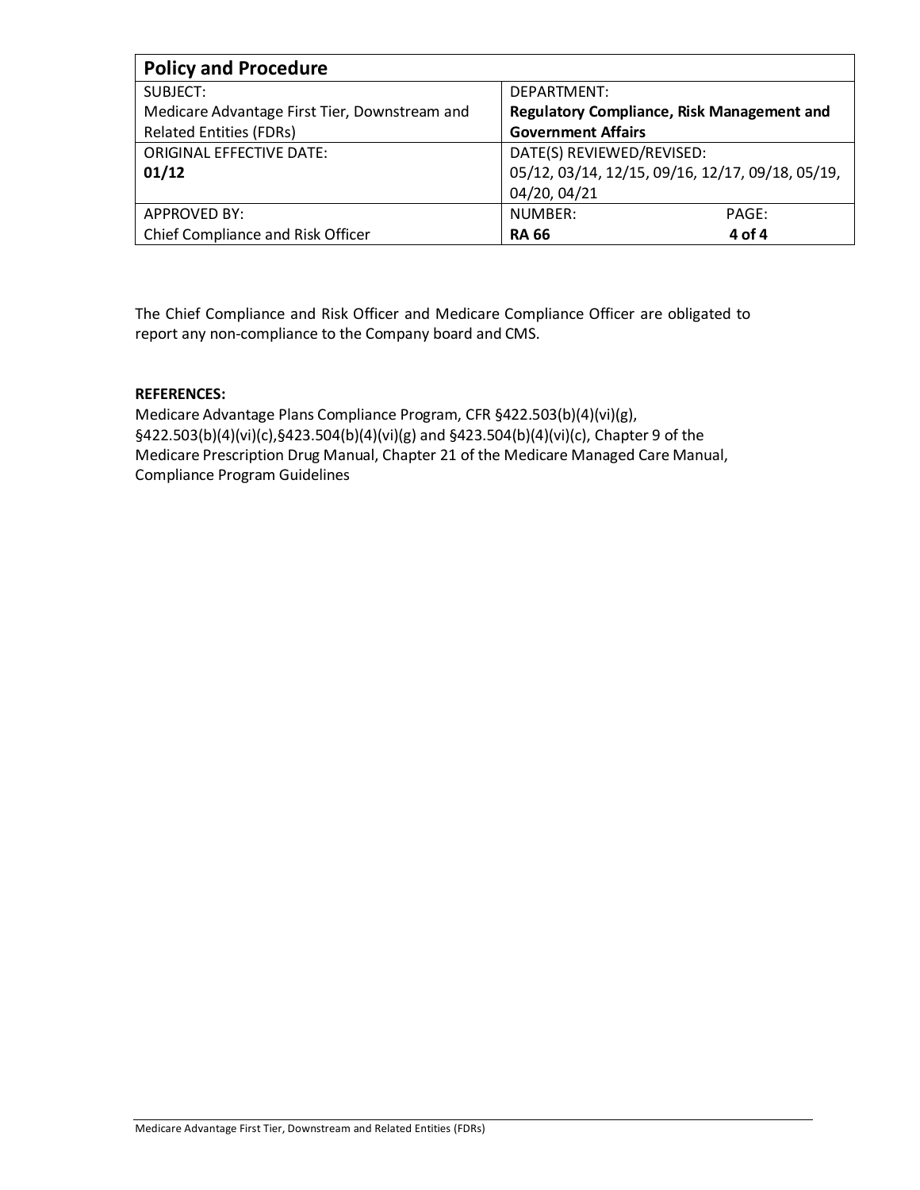| **Policy and Procedure** | | |
| --- | --- | --- |
| SUBJECT:<br>Medicare Advantage First Tier, Downstream and Related Entities (FDRs) | DEPARTMENT:<br>**Regulatory Compliance, Risk Management and Government Affairs** | |
| ORIGINAL EFFECTIVE DATE:<br>**01/12** | DATE(S) REVIEWED/REVISED:<br>05/12, 03/14, 12/15, 09/16, 12/17, 09/18, 05/19, 04/20, 04/21 | |
| APPROVED BY:<br>Chief Compliance and Risk Officer | NUMBER:<br>**RA 66** | PAGE:<br>**4 of 4** |

The Chief Compliance and Risk Officer and Medicare Compliance Officer are obligated to report any non-compliance to the Company board and CMS.

**REFERENCES:**
Medicare Advantage Plans Compliance Program, CFR §422.503(b)(4)(vi)(g), §422.503(b)(4)(vi)(c),§423.504(b)(4)(vi)(g) and §423.504(b)(4)(vi)(c), Chapter 9 of the Medicare Prescription Drug Manual, Chapter 21 of the Medicare Managed Care Manual, Compliance Program Guidelines